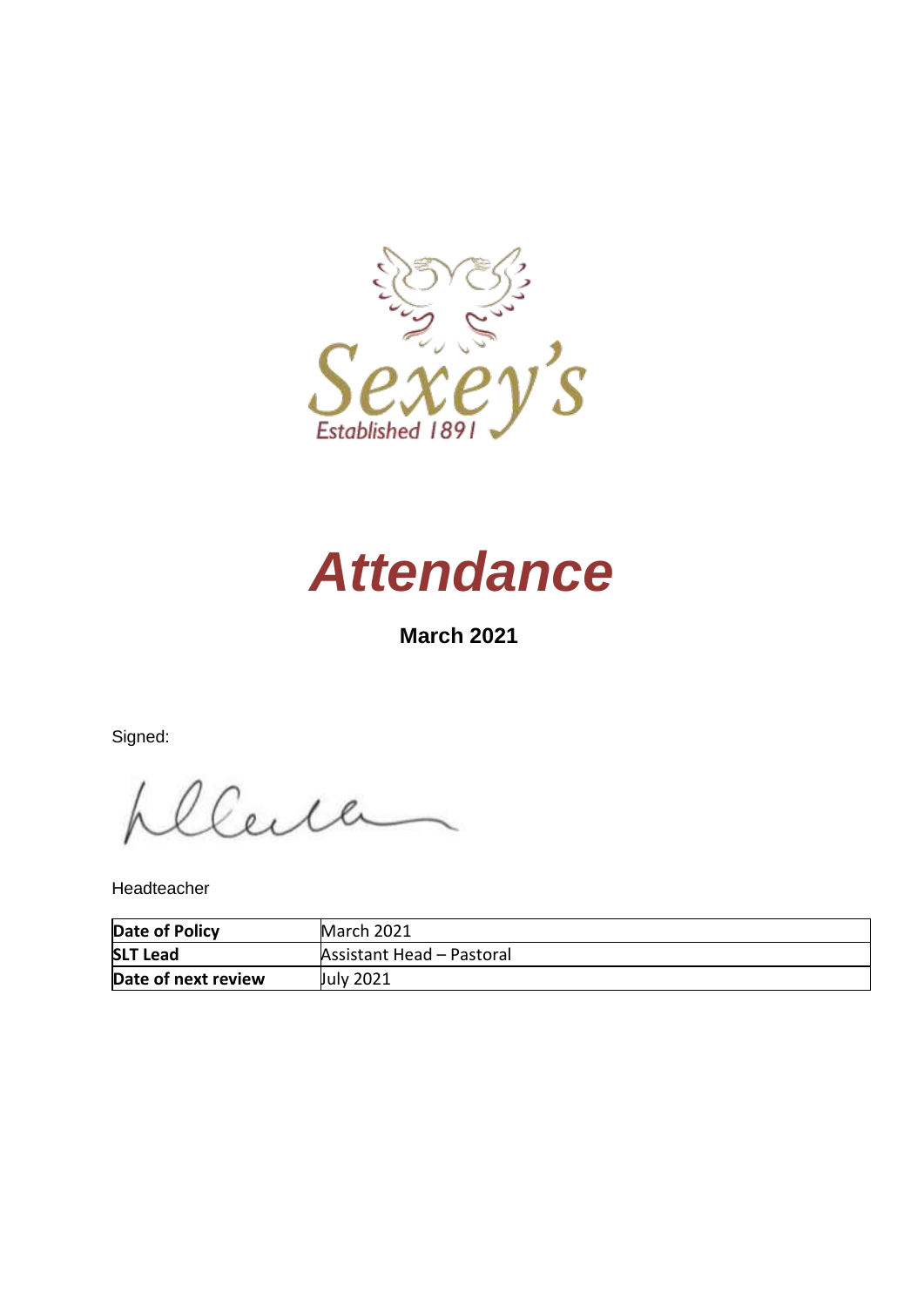Sexey's

Established 1891

# *Attendance*

**March 2021**

Signed:

Headteacher

| **Date of Policy** | March 2021 |
|---|---|
| **SLT Lead** | Assistant Head – Pastoral |
| **Date of next review** | July 2021 |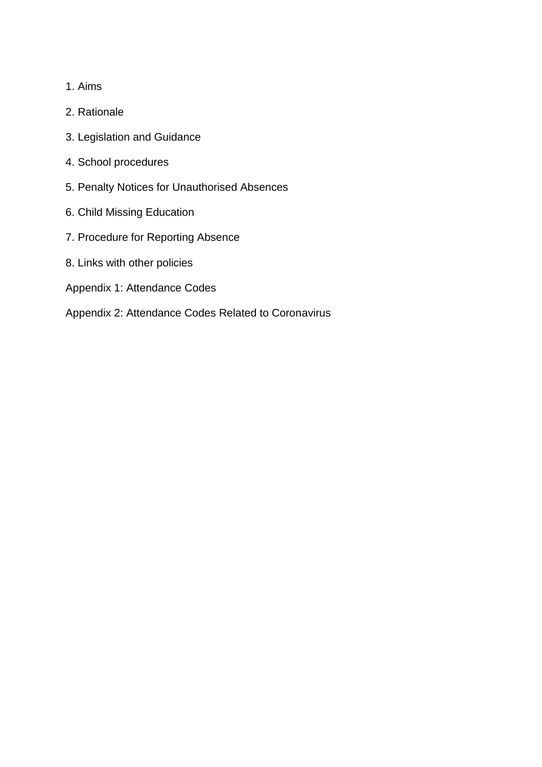1. Aims

2. Rationale

3. Legislation and Guidance

4. School procedures

5. Penalty Notices for Unauthorised Absences

6. Child Missing Education

7. Procedure for Reporting Absence

8. Links with other policies

Appendix 1: Attendance Codes

Appendix 2: Attendance Codes Related to Coronavirus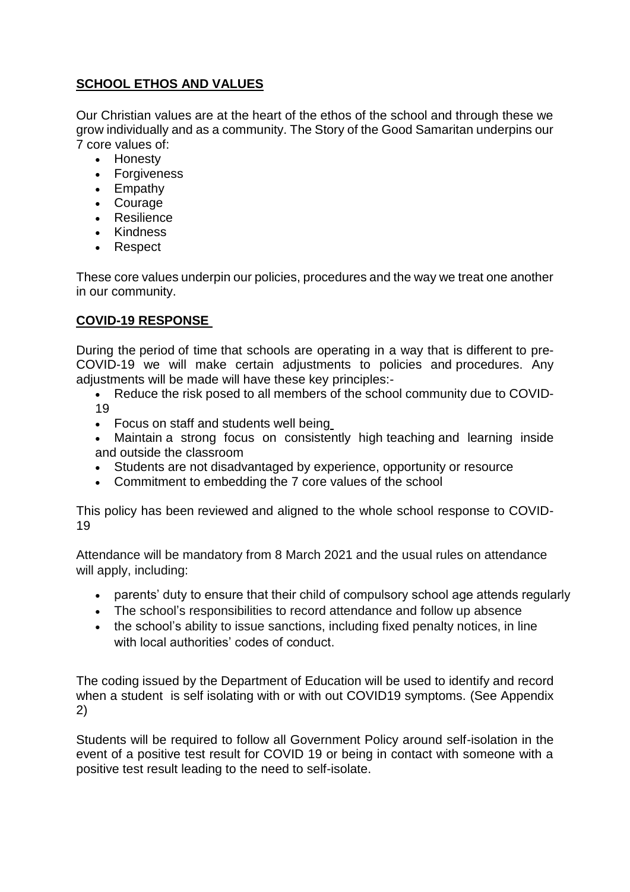## SCHOOL ETHOS AND VALUES

Our Christian values are at the heart of the ethos of the school and through these we grow individually and as a community. The Story of the Good Samaritan underpins our 7 core values of:

- Honesty
- Forgiveness
- Empathy
- Courage
- Resilience
- Kindness
- Respect

These core values underpin our policies, procedures and the way we treat one another in our community.

## COVID-19 RESPONSE

During the period of time that schools are operating in a way that is different to pre-COVID-19 we will make certain adjustments to policies and procedures. Any adjustments will be made will have these key principles:-

- Reduce the risk posed to all members of the school community due to COVID-19
- Focus on staff and students well being
- Maintain a strong focus on consistently high teaching and learning inside and outside the classroom
- Students are not disadvantaged by experience, opportunity or resource
- Commitment to embedding the 7 core values of the school

This policy has been reviewed and aligned to the whole school response to COVID-19

Attendance will be mandatory from 8 March 2021 and the usual rules on attendance will apply, including:

- parents' duty to ensure that their child of compulsory school age attends regularly
- The school's responsibilities to record attendance and follow up absence
- the school's ability to issue sanctions, including fixed penalty notices, in line with local authorities' codes of conduct.

The coding issued by the Department of Education will be used to identify and record when a student is self isolating with or with out COVID19 symptoms. (See Appendix 2)

Students will be required to follow all Government Policy around self-isolation in the event of a positive test result for COVID 19 or being in contact with someone with a positive test result leading to the need to self-isolate.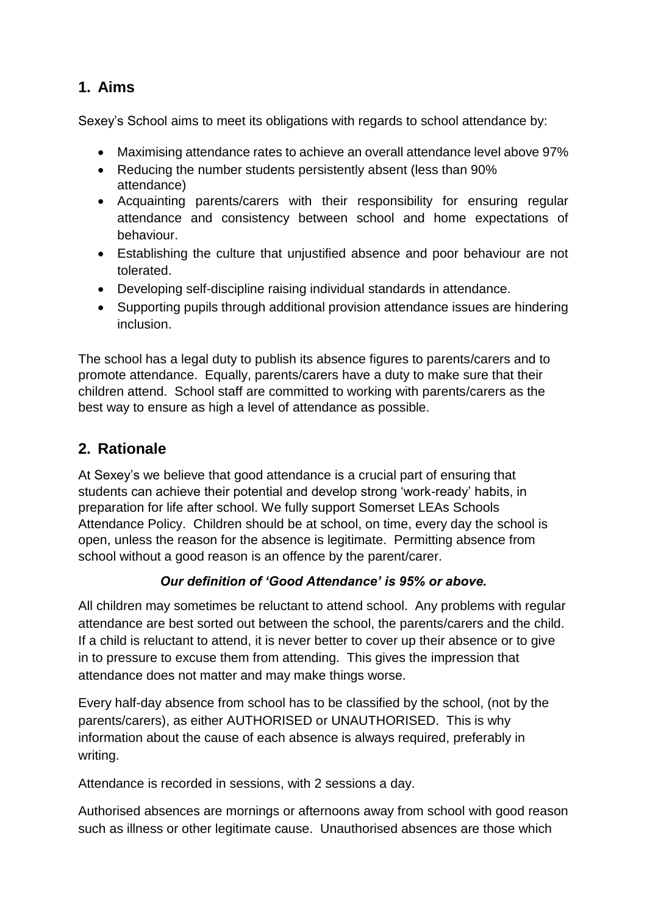## 1. Aims

Sexey's School aims to meet its obligations with regards to school attendance by:

- Maximising attendance rates to achieve an overall attendance level above 97%
- Reducing the number students persistently absent (less than 90% attendance)
- Acquainting parents/carers with their responsibility for ensuring regular attendance and consistency between school and home expectations of behaviour.
- Establishing the culture that unjustified absence and poor behaviour are not tolerated.
- Developing self-discipline raising individual standards in attendance.
- Supporting pupils through additional provision attendance issues are hindering inclusion.

The school has a legal duty to publish its absence figures to parents/carers and to promote attendance. Equally, parents/carers have a duty to make sure that their children attend. School staff are committed to working with parents/carers as the best way to ensure as high a level of attendance as possible.

## 2. Rationale

At Sexey's we believe that good attendance is a crucial part of ensuring that students can achieve their potential and develop strong 'work-ready' habits, in preparation for life after school. We fully support Somerset LEAs Schools Attendance Policy. Children should be at school, on time, every day the school is open, unless the reason for the absence is legitimate. Permitting absence from school without a good reason is an offence by the parent/carer.

***Our definition of 'Good Attendance' is 95% or above.***

All children may sometimes be reluctant to attend school. Any problems with regular attendance are best sorted out between the school, the parents/carers and the child. If a child is reluctant to attend, it is never better to cover up their absence or to give in to pressure to excuse them from attending. This gives the impression that attendance does not matter and may make things worse.

Every half-day absence from school has to be classified by the school, (not by the parents/carers), as either AUTHORISED or UNAUTHORISED. This is why information about the cause of each absence is always required, preferably in writing.

Attendance is recorded in sessions, with 2 sessions a day.

Authorised absences are mornings or afternoons away from school with good reason such as illness or other legitimate cause. Unauthorised absences are those which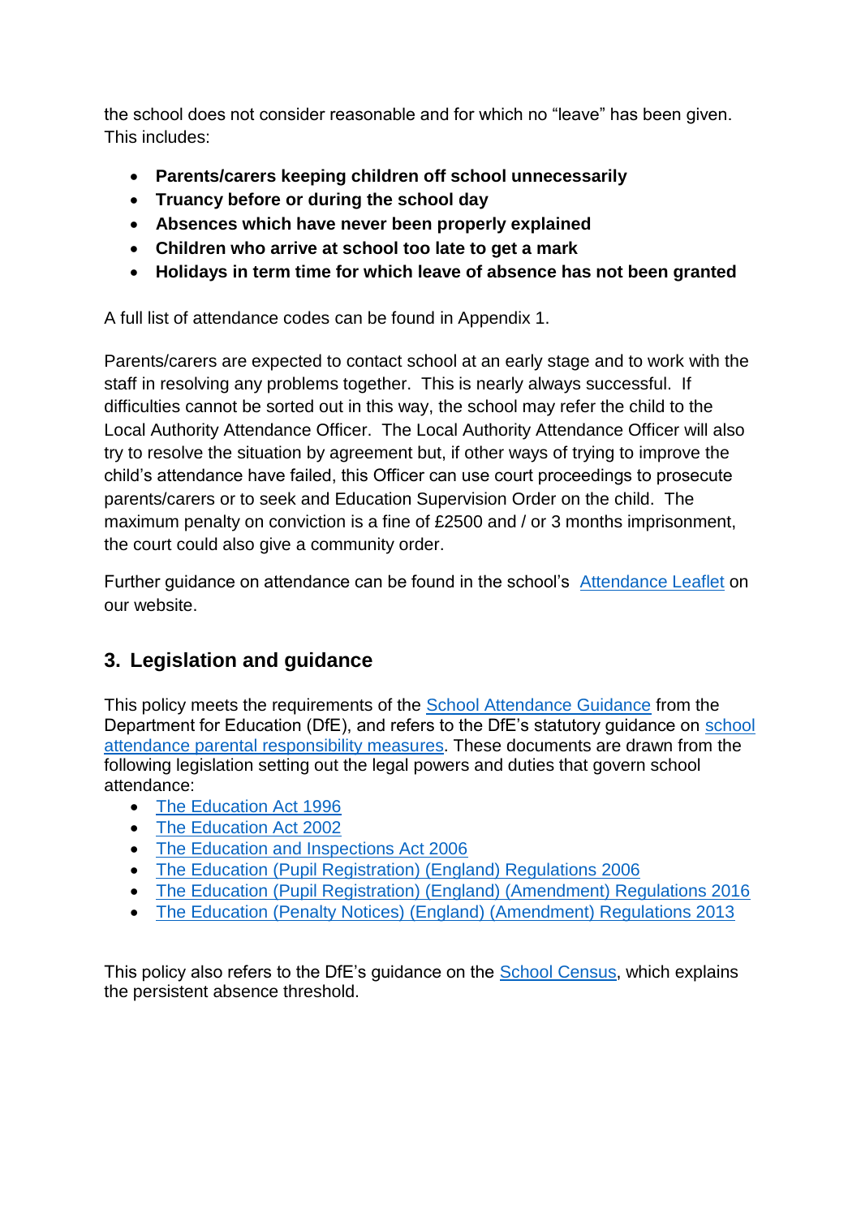the school does not consider reasonable and for which no "leave" has been given. This includes:

- **Parents/carers keeping children off school unnecessarily**
- **Truancy before or during the school day**
- **Absences which have never been properly explained**
- **Children who arrive at school too late to get a mark**
- **Holidays in term time for which leave of absence has not been granted**

A full list of attendance codes can be found in Appendix 1.

Parents/carers are expected to contact school at an early stage and to work with the staff in resolving any problems together. This is nearly always successful. If difficulties cannot be sorted out in this way, the school may refer the child to the Local Authority Attendance Officer. The Local Authority Attendance Officer will also try to resolve the situation by agreement but, if other ways of trying to improve the child's attendance have failed, this Officer can use court proceedings to prosecute parents/carers or to seek and Education Supervision Order on the child. The maximum penalty on conviction is a fine of £2500 and / or 3 months imprisonment, the court could also give a community order.

Further guidance on attendance can be found in the school's Attendance Leaflet on our website.

## 3. Legislation and guidance

This policy meets the requirements of the School Attendance Guidance from the Department for Education (DfE), and refers to the DfE's statutory guidance on school attendance parental responsibility measures. These documents are drawn from the following legislation setting out the legal powers and duties that govern school attendance:

- The Education Act 1996
- The Education Act 2002
- The Education and Inspections Act 2006
- The Education (Pupil Registration) (England) Regulations 2006
- The Education (Pupil Registration) (England) (Amendment) Regulations 2016
- The Education (Penalty Notices) (England) (Amendment) Regulations 2013

This policy also refers to the DfE's guidance on the School Census, which explains the persistent absence threshold.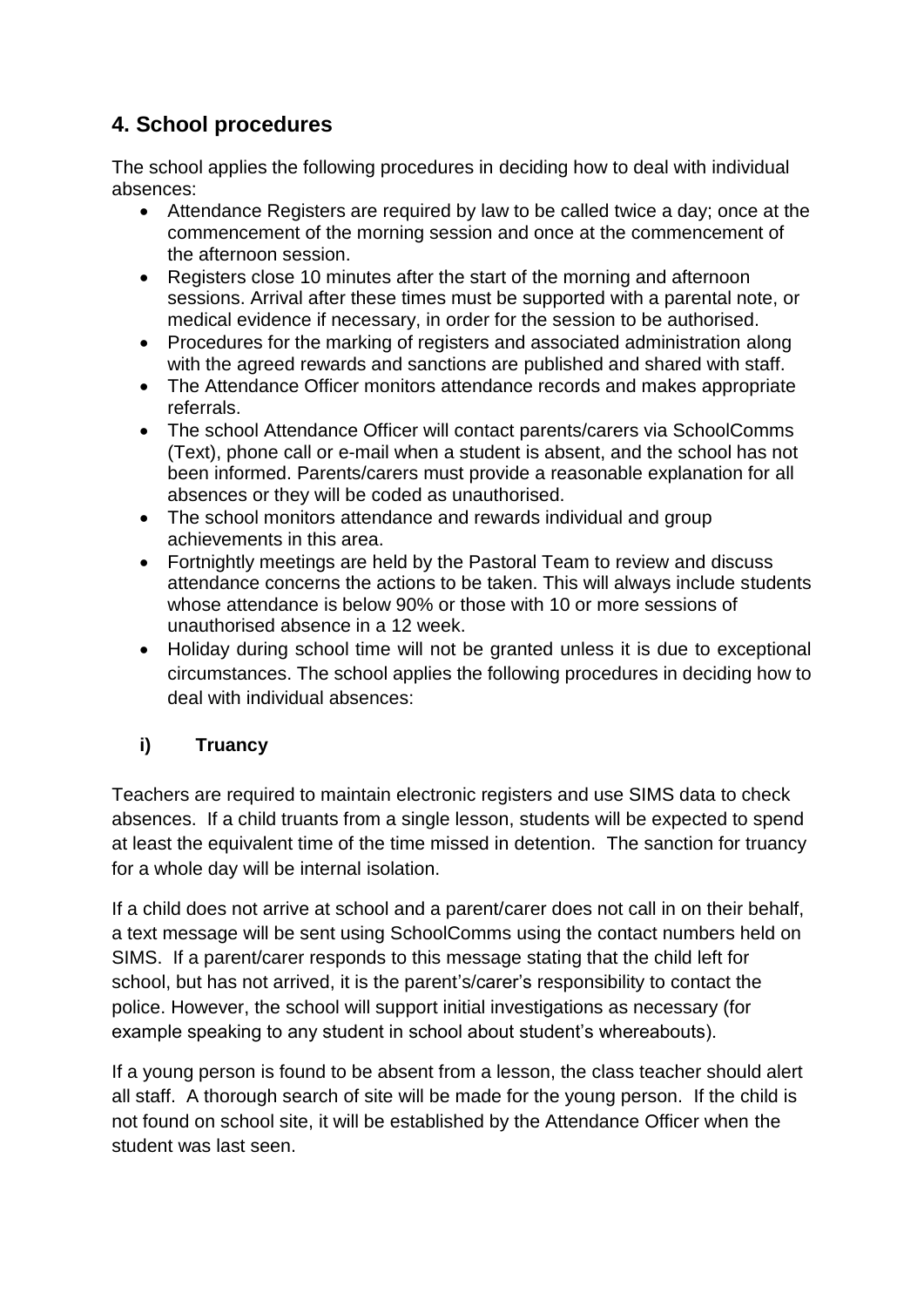## 4. School procedures

The school applies the following procedures in deciding how to deal with individual absences:

- Attendance Registers are required by law to be called twice a day; once at the commencement of the morning session and once at the commencement of the afternoon session.
- Registers close 10 minutes after the start of the morning and afternoon sessions. Arrival after these times must be supported with a parental note, or medical evidence if necessary, in order for the session to be authorised.
- Procedures for the marking of registers and associated administration along with the agreed rewards and sanctions are published and shared with staff.
- The Attendance Officer monitors attendance records and makes appropriate referrals.
- The school Attendance Officer will contact parents/carers via SchoolComms (Text), phone call or e-mail when a student is absent, and the school has not been informed. Parents/carers must provide a reasonable explanation for all absences or they will be coded as unauthorised.
- The school monitors attendance and rewards individual and group achievements in this area.
- Fortnightly meetings are held by the Pastoral Team to review and discuss attendance concerns the actions to be taken. This will always include students whose attendance is below 90% or those with 10 or more sessions of unauthorised absence in a 12 week.
- Holiday during school time will not be granted unless it is due to exceptional circumstances. The school applies the following procedures in deciding how to deal with individual absences:

### i) Truancy

Teachers are required to maintain electronic registers and use SIMS data to check absences. If a child truants from a single lesson, students will be expected to spend at least the equivalent time of the time missed in detention. The sanction for truancy for a whole day will be internal isolation.

If a child does not arrive at school and a parent/carer does not call in on their behalf, a text message will be sent using SchoolComms using the contact numbers held on SIMS. If a parent/carer responds to this message stating that the child left for school, but has not arrived, it is the parent's/carer's responsibility to contact the police. However, the school will support initial investigations as necessary (for example speaking to any student in school about student's whereabouts).

If a young person is found to be absent from a lesson, the class teacher should alert all staff. A thorough search of site will be made for the young person. If the child is not found on school site, it will be established by the Attendance Officer when the student was last seen.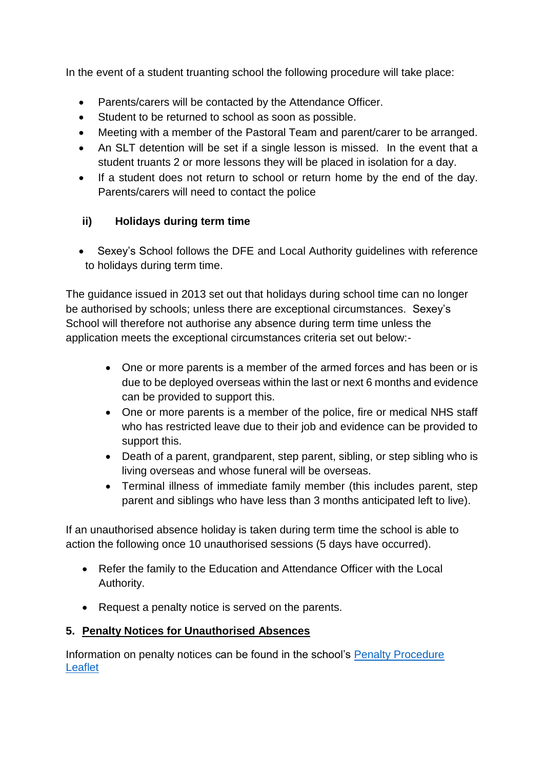In the event of a student truanting school the following procedure will take place:

- Parents/carers will be contacted by the Attendance Officer.
- Student to be returned to school as soon as possible.
- Meeting with a member of the Pastoral Team and parent/carer to be arranged.
- An SLT detention will be set if a single lesson is missed. In the event that a student truants 2 or more lessons they will be placed in isolation for a day.
- If a student does not return to school or return home by the end of the day. Parents/carers will need to contact the police

### ii) Holidays during term time

- Sexey's School follows the DFE and Local Authority guidelines with reference to holidays during term time.

The guidance issued in 2013 set out that holidays during school time can no longer be authorised by schools; unless there are exceptional circumstances. Sexey's School will therefore not authorise any absence during term time unless the application meets the exceptional circumstances criteria set out below:-

- One or more parents is a member of the armed forces and has been or is due to be deployed overseas within the last or next 6 months and evidence can be provided to support this.
- One or more parents is a member of the police, fire or medical NHS staff who has restricted leave due to their job and evidence can be provided to support this.
- Death of a parent, grandparent, step parent, sibling, or step sibling who is living overseas and whose funeral will be overseas.
- Terminal illness of immediate family member (this includes parent, step parent and siblings who have less than 3 months anticipated left to live).

If an unauthorised absence holiday is taken during term time the school is able to action the following once 10 unauthorised sessions (5 days have occurred).

- Refer the family to the Education and Attendance Officer with the Local Authority.
- Request a penalty notice is served on the parents.

## 5. Penalty Notices for Unauthorised Absences

Information on penalty notices can be found in the school's Penalty Procedure Leaflet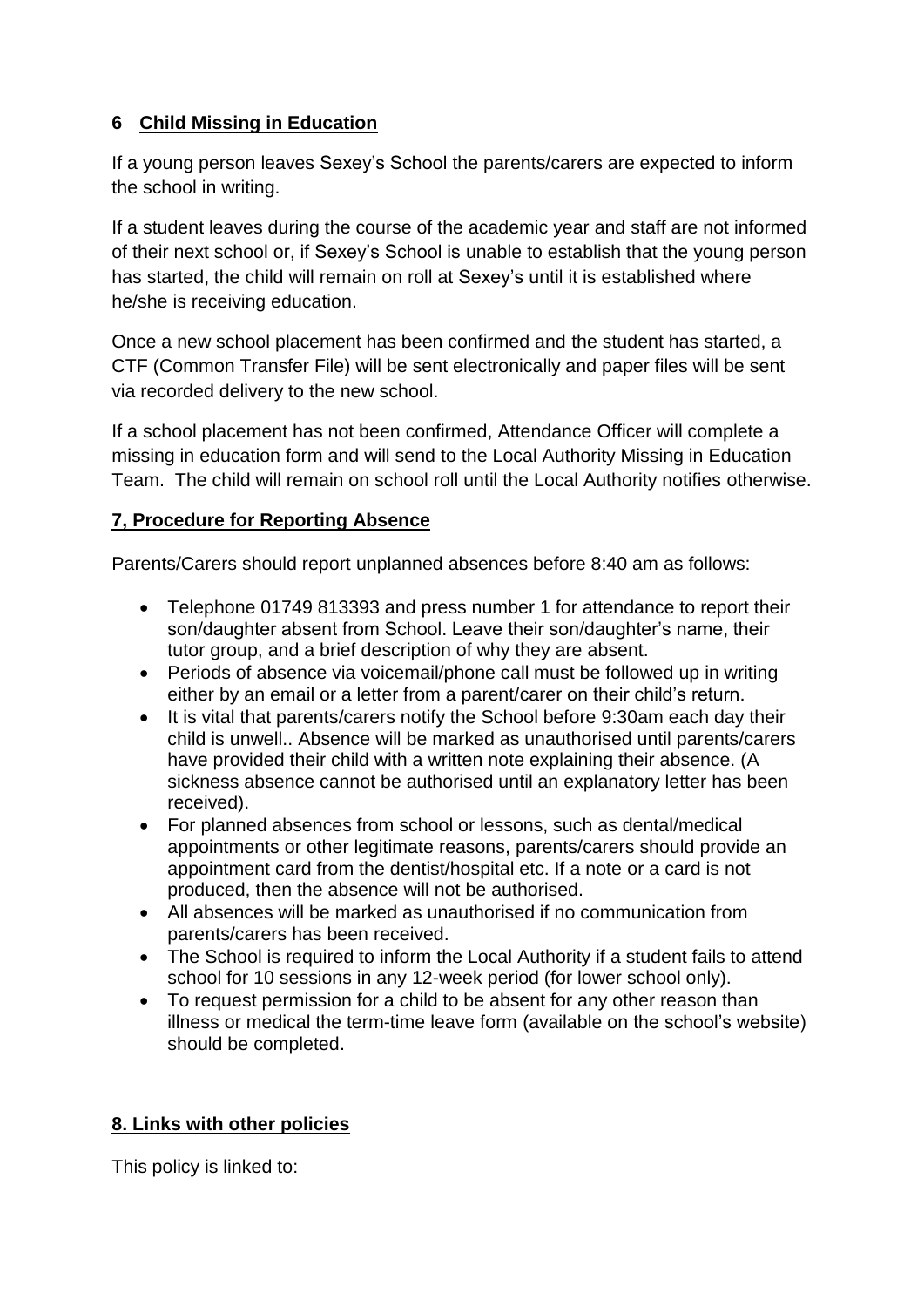## 6 Child Missing in Education

If a young person leaves Sexey's School the parents/carers are expected to inform the school in writing.

If a student leaves during the course of the academic year and staff are not informed of their next school or, if Sexey's School is unable to establish that the young person has started, the child will remain on roll at Sexey's until it is established where he/she is receiving education.

Once a new school placement has been confirmed and the student has started, a CTF (Common Transfer File) will be sent electronically and paper files will be sent via recorded delivery to the new school.

If a school placement has not been confirmed, Attendance Officer will complete a missing in education form and will send to the Local Authority Missing in Education Team. The child will remain on school roll until the Local Authority notifies otherwise.

## 7, Procedure for Reporting Absence

Parents/Carers should report unplanned absences before 8:40 am as follows:

- Telephone 01749 813393 and press number 1 for attendance to report their son/daughter absent from School. Leave their son/daughter's name, their tutor group, and a brief description of why they are absent.
- Periods of absence via voicemail/phone call must be followed up in writing either by an email or a letter from a parent/carer on their child's return.
- It is vital that parents/carers notify the School before 9:30am each day their child is unwell.. Absence will be marked as unauthorised until parents/carers have provided their child with a written note explaining their absence. (A sickness absence cannot be authorised until an explanatory letter has been received).
- For planned absences from school or lessons, such as dental/medical appointments or other legitimate reasons, parents/carers should provide an appointment card from the dentist/hospital etc. If a note or a card is not produced, then the absence will not be authorised.
- All absences will be marked as unauthorised if no communication from parents/carers has been received.
- The School is required to inform the Local Authority if a student fails to attend school for 10 sessions in any 12-week period (for lower school only).
- To request permission for a child to be absent for any other reason than illness or medical the term-time leave form (available on the school's website) should be completed.

## 8. Links with other policies

This policy is linked to: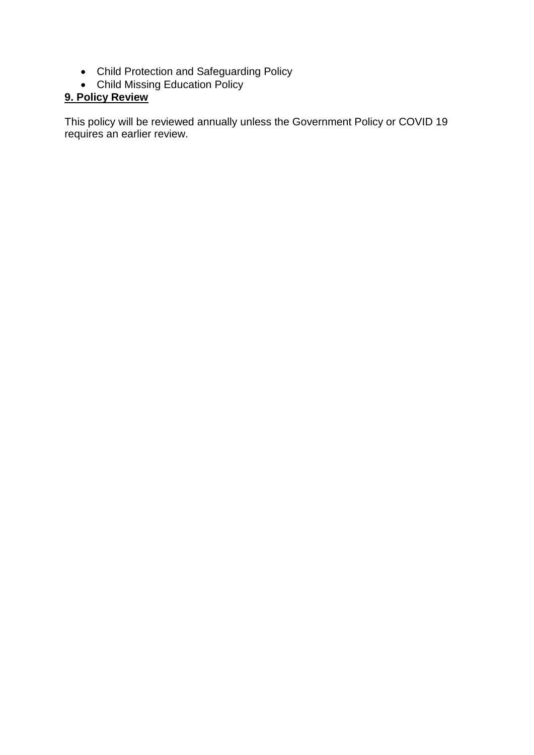- Child Protection and Safeguarding Policy
- Child Missing Education Policy

## 9. Policy Review

This policy will be reviewed annually unless the Government Policy or COVID 19 requires an earlier review.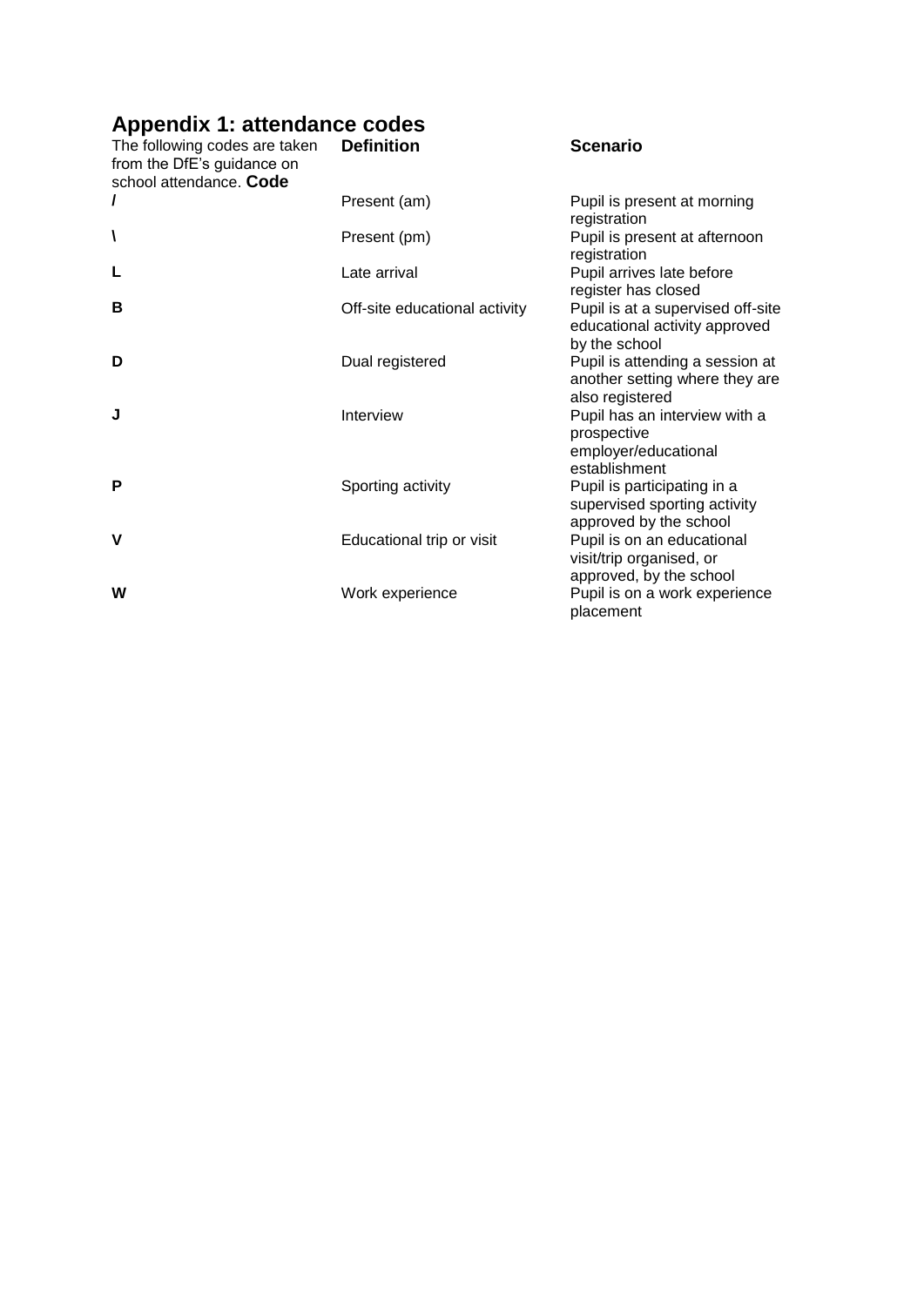## Appendix 1: attendance codes

The following codes are taken from the DfE's guidance on school attendance.

| **Code** | **Definition** | **Scenario** |
| --- | --- | --- |
| **/** | Present (am) | Pupil is present at morning registration |
| **\** | Present (pm) | Pupil is present at afternoon registration |
| **L** | Late arrival | Pupil arrives late before register has closed |
| **B** | Off-site educational activity | Pupil is at a supervised off-site educational activity approved by the school |
| **D** | Dual registered | Pupil is attending a session at another setting where they are also registered |
| **J** | Interview | Pupil has an interview with a prospective employer/educational establishment |
| **P** | Sporting activity | Pupil is participating in a supervised sporting activity approved by the school |
| **V** | Educational trip or visit | Pupil is on an educational visit/trip organised, or approved, by the school |
| **W** | Work experience | Pupil is on a work experience placement |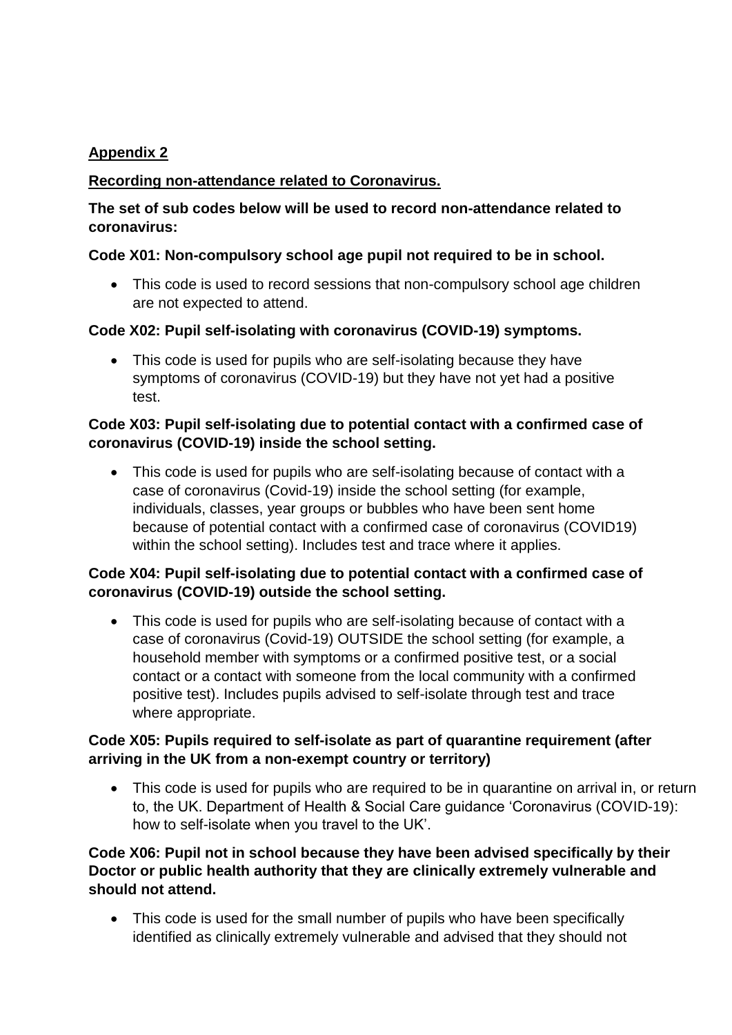## Appendix 2

**Recording non-attendance related to Coronavirus.**

**The set of sub codes below will be used to record non-attendance related to coronavirus:**

**Code X01: Non-compulsory school age pupil not required to be in school.**

- This code is used to record sessions that non-compulsory school age children are not expected to attend.

**Code X02: Pupil self-isolating with coronavirus (COVID-19) symptoms.**

- This code is used for pupils who are self-isolating because they have symptoms of coronavirus (COVID-19) but they have not yet had a positive test.

**Code X03: Pupil self-isolating due to potential contact with a confirmed case of coronavirus (COVID-19) inside the school setting.**

- This code is used for pupils who are self-isolating because of contact with a case of coronavirus (Covid-19) inside the school setting (for example, individuals, classes, year groups or bubbles who have been sent home because of potential contact with a confirmed case of coronavirus (COVID19) within the school setting). Includes test and trace where it applies.

**Code X04: Pupil self-isolating due to potential contact with a confirmed case of coronavirus (COVID-19) outside the school setting.**

- This code is used for pupils who are self-isolating because of contact with a case of coronavirus (Covid-19) OUTSIDE the school setting (for example, a household member with symptoms or a confirmed positive test, or a social contact or a contact with someone from the local community with a confirmed positive test). Includes pupils advised to self-isolate through test and trace where appropriate.

**Code X05: Pupils required to self-isolate as part of quarantine requirement (after arriving in the UK from a non-exempt country or territory)**

- This code is used for pupils who are required to be in quarantine on arrival in, or return to, the UK. Department of Health & Social Care guidance 'Coronavirus (COVID-19): how to self-isolate when you travel to the UK'.

**Code X06: Pupil not in school because they have been advised specifically by their Doctor or public health authority that they are clinically extremely vulnerable and should not attend.**

- This code is used for the small number of pupils who have been specifically identified as clinically extremely vulnerable and advised that they should not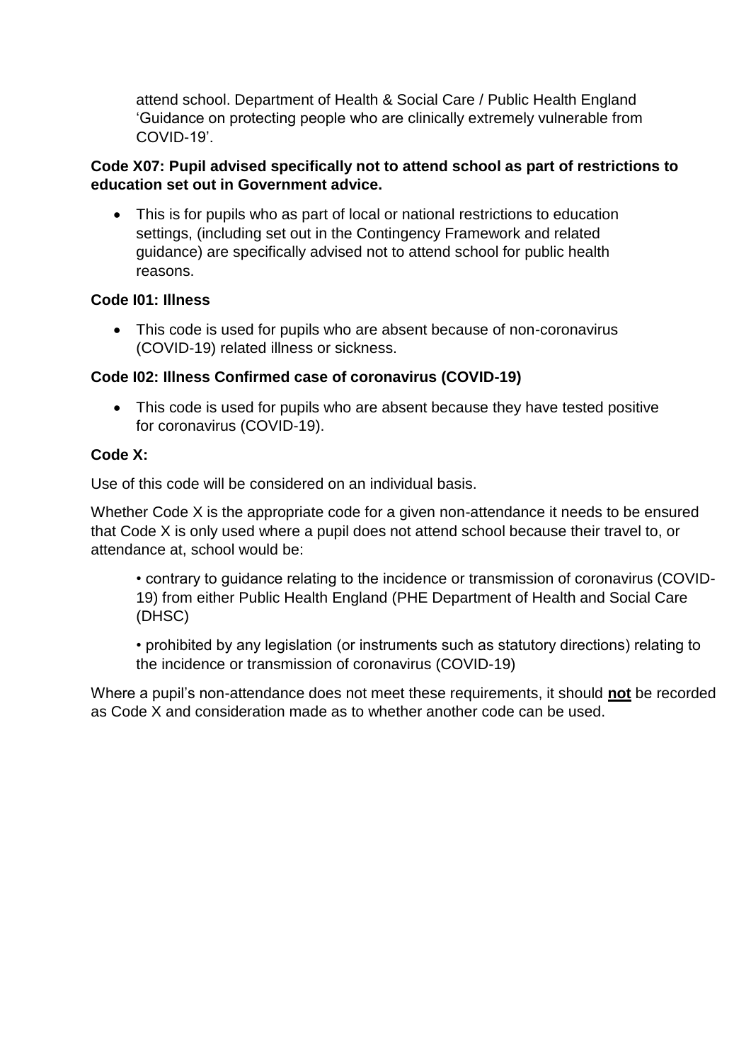attend school. Department of Health & Social Care / Public Health England 'Guidance on protecting people who are clinically extremely vulnerable from COVID-19'.

**Code X07: Pupil advised specifically not to attend school as part of restrictions to education set out in Government advice.**

- This is for pupils who as part of local or national restrictions to education settings, (including set out in the Contingency Framework and related guidance) are specifically advised not to attend school for public health reasons.

**Code I01: Illness**

- This code is used for pupils who are absent because of non-coronavirus (COVID-19) related illness or sickness.

**Code I02: Illness Confirmed case of coronavirus (COVID-19)**

- This code is used for pupils who are absent because they have tested positive for coronavirus (COVID-19).

**Code X:**

Use of this code will be considered on an individual basis.

Whether Code X is the appropriate code for a given non-attendance it needs to be ensured that Code X is only used where a pupil does not attend school because their travel to, or attendance at, school would be:

- contrary to guidance relating to the incidence or transmission of coronavirus (COVID-19) from either Public Health England (PHE Department of Health and Social Care (DHSC)

- prohibited by any legislation (or instruments such as statutory directions) relating to the incidence or transmission of coronavirus (COVID-19)

Where a pupil's non-attendance does not meet these requirements, it should **not** be recorded as Code X and consideration made as to whether another code can be used.